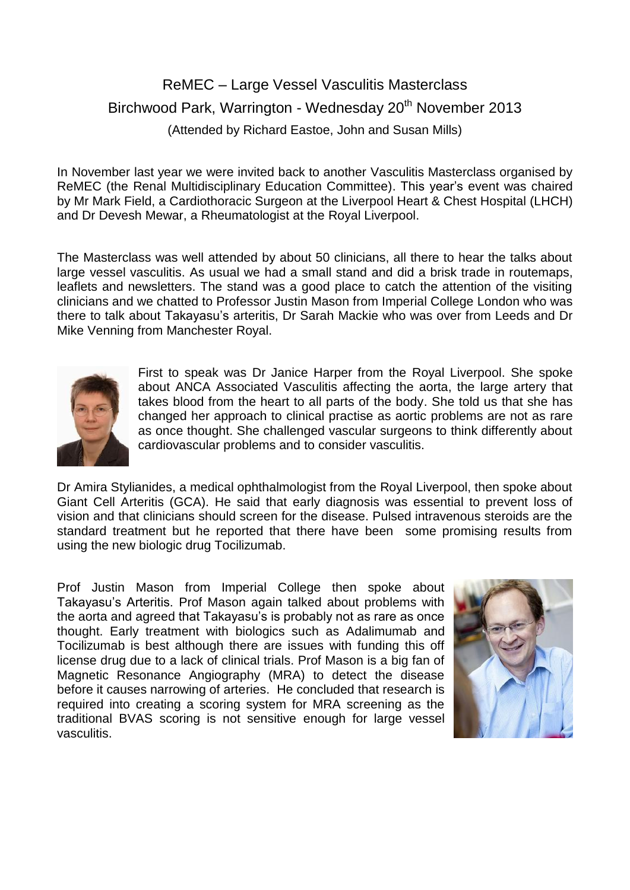# ReMEC – Large Vessel Vasculitis Masterclass

## Birchwood Park, Warrington - Wednesday 20th November 2013

(Attended by Richard Eastoe, John and Susan Mills)

In November last year we were invited back to another Vasculitis Masterclass organised by ReMEC (the Renal Multidisciplinary Education Committee). This year's event was chaired by Mr Mark Field, a Cardiothoracic Surgeon at the Liverpool Heart & Chest Hospital (LHCH) and Dr Devesh Mewar, a Rheumatologist at the Royal Liverpool.

The Masterclass was well attended by about 50 clinicians, all there to hear the talks about large vessel vasculitis. As usual we had a small stand and did a brisk trade in routemaps, leaflets and newsletters. The stand was a good place to catch the attention of the visiting clinicians and we chatted to Professor Justin Mason from Imperial College London who was there to talk about Takayasu's arteritis, Dr Sarah Mackie who was over from Leeds and Dr Mike Venning from Manchester Royal.

First to speak was Dr Janice Harper from the Royal Liverpool. She spoke about ANCA Associated Vasculitis affecting the aorta, the large artery that takes blood from the heart to all parts of the body. She told us that she has changed her approach to clinical practise as aortic problems are not as rare as once thought. She challenged vascular surgeons to think differently about cardiovascular problems and to consider vasculitis.

Dr Amira Stylianides, a medical ophthalmologist from the Royal Liverpool, then spoke about Giant Cell Arteritis (GCA). He said that early diagnosis was essential to prevent loss of vision and that clinicians should screen for the disease. Pulsed intravenous steroids are the standard treatment but he reported that there have been some promising results from using the new biologic drug Tocilizumab.

Prof Justin Mason from Imperial College then spoke about Takayasu's Arteritis. Prof Mason again talked about problems with the aorta and agreed that Takayasu's is probably not as rare as once thought. Early treatment with biologics such as Adalimumab and Tocilizumab is best although there are issues with funding this off license drug due to a lack of clinical trials. Prof Mason is a big fan of Magnetic Resonance Angiography (MRA) to detect the disease before it causes narrowing of arteries. He concluded that research is required into creating a scoring system for MRA screening as the traditional BVAS scoring is not sensitive enough for large vessel vasculitis.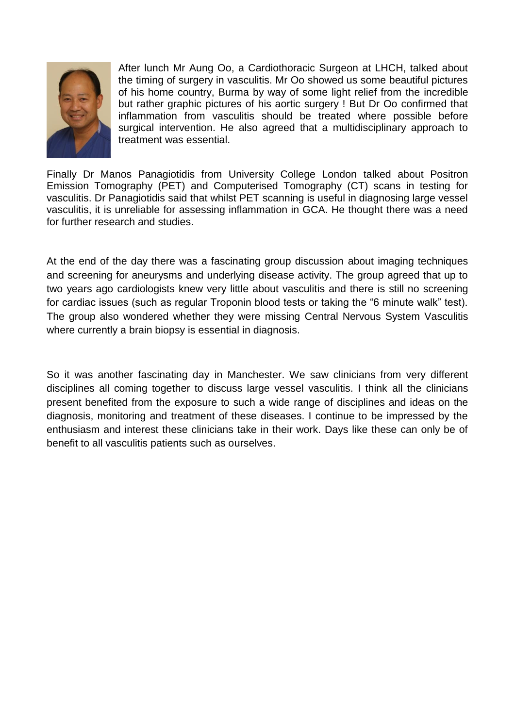After lunch Mr Aung Oo, a Cardiothoracic Surgeon at LHCH, talked about the timing of surgery in vasculitis. Mr Oo showed us some beautiful pictures of his home country, Burma by way of some light relief from the incredible but rather graphic pictures of his aortic surgery ! But Dr Oo confirmed that inflammation from vasculitis should be treated where possible before surgical intervention. He also agreed that a multidisciplinary approach to treatment was essential.

Finally Dr Manos Panagiotidis from University College London talked about Positron Emission Tomography (PET) and Computerised Tomography (CT) scans in testing for vasculitis. Dr Panagiotidis said that whilst PET scanning is useful in diagnosing large vessel vasculitis, it is unreliable for assessing inflammation in GCA. He thought there was a need for further research and studies.

At the end of the day there was a fascinating group discussion about imaging techniques and screening for aneurysms and underlying disease activity. The group agreed that up to two years ago cardiologists knew very little about vasculitis and there is still no screening for cardiac issues (such as regular Troponin blood tests or taking the "6 minute walk" test). The group also wondered whether they were missing Central Nervous System Vasculitis where currently a brain biopsy is essential in diagnosis.

So it was another fascinating day in Manchester. We saw clinicians from very different disciplines all coming together to discuss large vessel vasculitis. I think all the clinicians present benefited from the exposure to such a wide range of disciplines and ideas on the diagnosis, monitoring and treatment of these diseases. I continue to be impressed by the enthusiasm and interest these clinicians take in their work. Days like these can only be of benefit to all vasculitis patients such as ourselves.